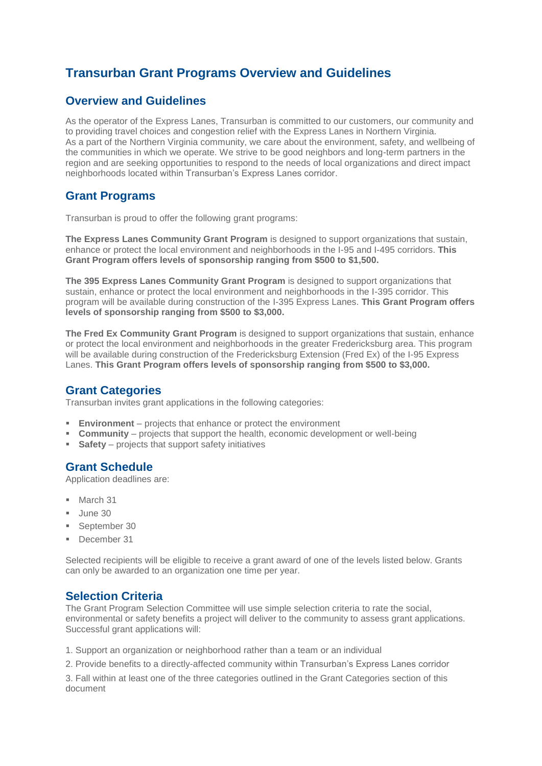# Transurban Grant Programs Overview and Guidelines

## Overview and Guidelines

As the operator of the Express Lanes, Transurban is committed to our customers, our community and to providing travel choices and congestion relief with the Express Lanes in Northern Virginia.
As a part of the Northern Virginia community, we care about the environment, safety, and wellbeing of the communities in which we operate. We strive to be good neighbors and long-term partners in the region and are seeking opportunities to respond to the needs of local organizations and direct impact neighborhoods located within Transurban's Express Lanes corridor.

## Grant Programs

Transurban is proud to offer the following grant programs:

**The Express Lanes Community Grant Program** is designed to support organizations that sustain, enhance or protect the local environment and neighborhoods in the I-95 and I-495 corridors. **This Grant Program offers levels of sponsorship ranging from $500 to $1,500.**

**The 395 Express Lanes Community Grant Program** is designed to support organizations that sustain, enhance or protect the local environment and neighborhoods in the I-395 corridor. This program will be available during construction of the I-395 Express Lanes. **This Grant Program offers levels of sponsorship ranging from $500 to $3,000.**

**The Fred Ex Community Grant Program** is designed to support organizations that sustain, enhance or protect the local environment and neighborhoods in the greater Fredericksburg area. This program will be available during construction of the Fredericksburg Extension (Fred Ex) of the I-95 Express Lanes. **This Grant Program offers levels of sponsorship ranging from $500 to $3,000.**

## Grant Categories

Transurban invites grant applications in the following categories:

- **Environment** – projects that enhance or protect the environment
- **Community** – projects that support the health, economic development or well-being
- **Safety** – projects that support safety initiatives

## Grant Schedule

Application deadlines are:

- March 31
- June 30
- September 30
- December 31

Selected recipients will be eligible to receive a grant award of one of the levels listed below. Grants can only be awarded to an organization one time per year.

## Selection Criteria

The Grant Program Selection Committee will use simple selection criteria to rate the social, environmental or safety benefits a project will deliver to the community to assess grant applications. Successful grant applications will:

1. Support an organization or neighborhood rather than a team or an individual
2. Provide benefits to a directly-affected community within Transurban's Express Lanes corridor
3. Fall within at least one of the three categories outlined in the Grant Categories section of this document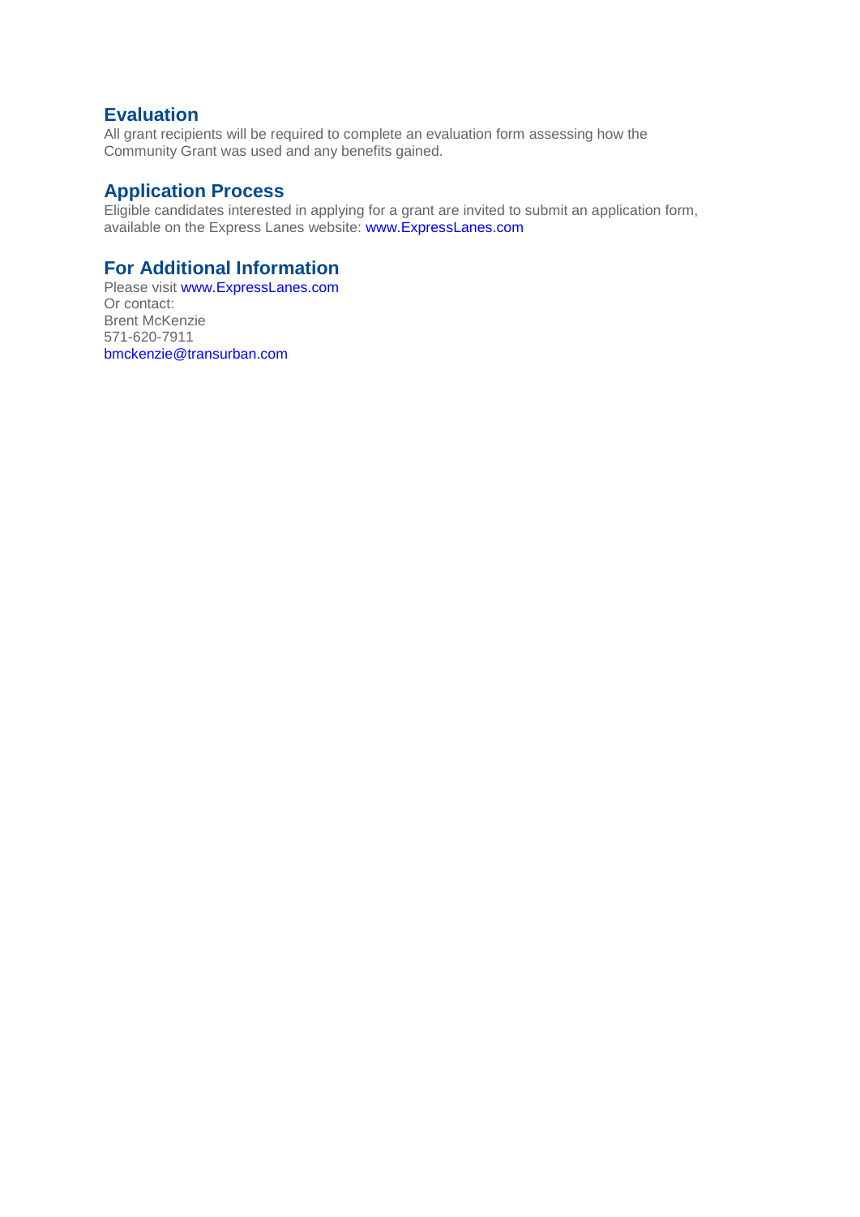## Evaluation

All grant recipients will be required to complete an evaluation form assessing how the Community Grant was used and any benefits gained.

## Application Process

Eligible candidates interested in applying for a grant are invited to submit an application form, available on the Express Lanes website: www.ExpressLanes.com

## For Additional Information

Please visit www.ExpressLanes.com
Or contact:
Brent McKenzie
571-620-7911
bmckenzie@transurban.com